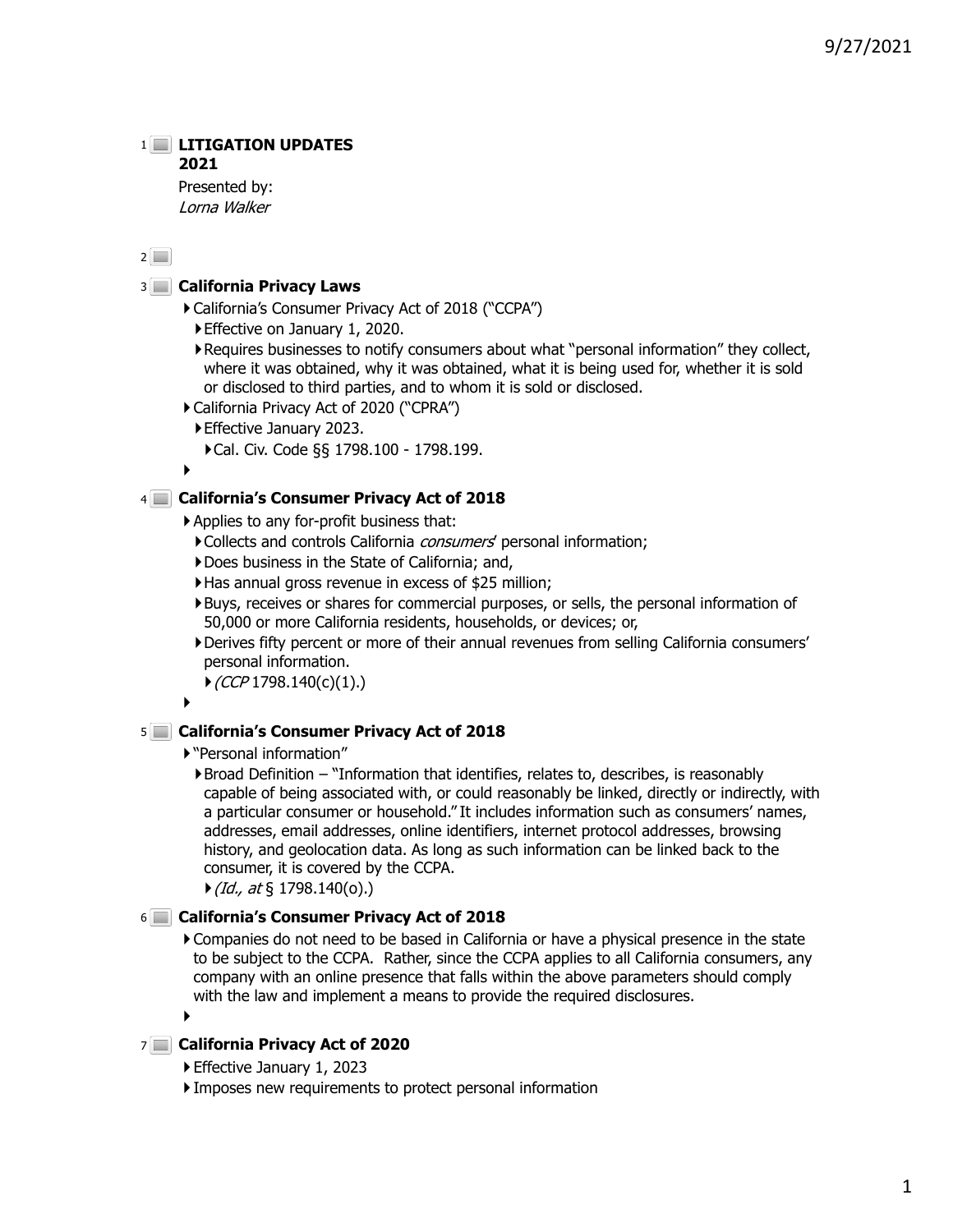## 1 LITIGATION UPDATES 2021

Presented by:
*Lorna Walker*

## 2

## 3 California Privacy Laws

- California's Consumer Privacy Act of 2018 ("CCPA")
  - Effective on January 1, 2020.
  - Requires businesses to notify consumers about what "personal information" they collect, where it was obtained, why it was obtained, what it is being used for, whether it is sold or disclosed to third parties, and to whom it is sold or disclosed.
- California Privacy Act of 2020 ("CPRA")
  - Effective January 2023.
    - Cal. Civ. Code §§ 1798.100 - 1798.199.
-

## 4 California's Consumer Privacy Act of 2018

- Applies to any for-profit business that:
  - Collects and controls California *consumers*' personal information;
  - Does business in the State of California; and,
  - Has annual gross revenue in excess of $25 million;
  - Buys, receives or shares for commercial purposes, or sells, the personal information of 50,000 or more California residents, households, or devices; or,
  - Derives fifty percent or more of their annual revenues from selling California consumers' personal information.
    - *(CCP* 1798.140(c)(1).)
-

## 5 California's Consumer Privacy Act of 2018

- "Personal information"
  - Broad Definition – "Information that identifies, relates to, describes, is reasonably capable of being associated with, or could reasonably be linked, directly or indirectly, with a particular consumer or household." It includes information such as consumers' names, addresses, email addresses, online identifiers, internet protocol addresses, browsing history, and geolocation data. As long as such information can be linked back to the consumer, it is covered by the CCPA.
    - *(Id., at* § 1798.140(o).)

## 6 California's Consumer Privacy Act of 2018

- Companies do not need to be based in California or have a physical presence in the state to be subject to the CCPA. Rather, since the CCPA applies to all California consumers, any company with an online presence that falls within the above parameters should comply with the law and implement a means to provide the required disclosures.
-

## 7 California Privacy Act of 2020

- Effective January 1, 2023
- Imposes new requirements to protect personal information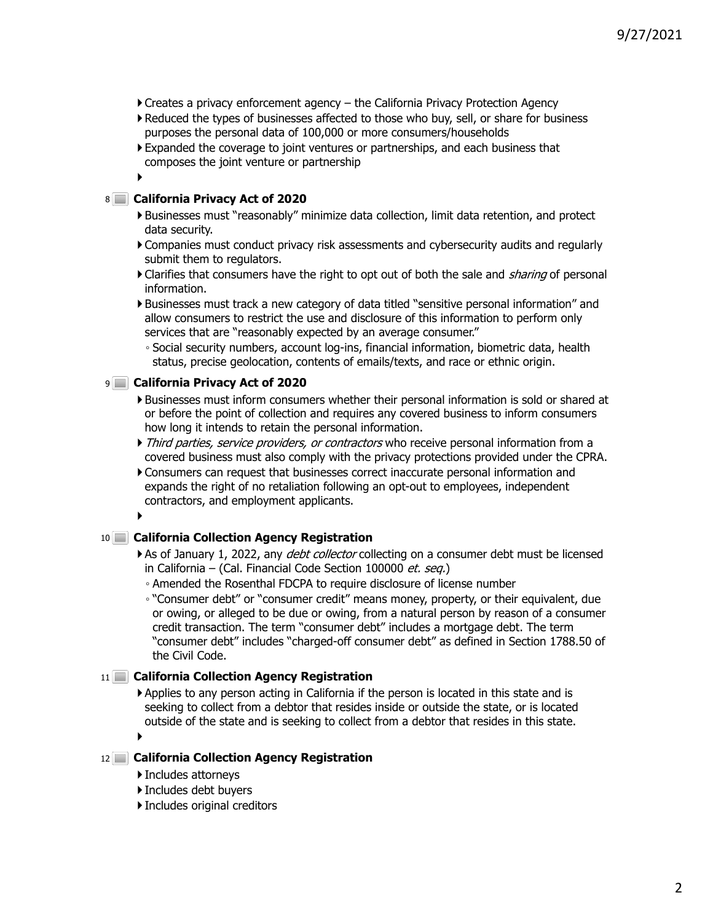- Creates a privacy enforcement agency – the California Privacy Protection Agency
- Reduced the types of businesses affected to those who buy, sell, or share for business purposes the personal data of 100,000 or more consumers/households
- Expanded the coverage to joint ventures or partnerships, and each business that composes the joint venture or partnership

## 8 California Privacy Act of 2020

- Businesses must "reasonably" minimize data collection, limit data retention, and protect data security.
- Companies must conduct privacy risk assessments and cybersecurity audits and regularly submit them to regulators.
- Clarifies that consumers have the right to opt out of both the sale and *sharing* of personal information.
- Businesses must track a new category of data titled "sensitive personal information" and allow consumers to restrict the use and disclosure of this information to perform only services that are "reasonably expected by an average consumer."
  - Social security numbers, account log-ins, financial information, biometric data, health status, precise geolocation, contents of emails/texts, and race or ethnic origin.

## 9 California Privacy Act of 2020

- Businesses must inform consumers whether their personal information is sold or shared at or before the point of collection and requires any covered business to inform consumers how long it intends to retain the personal information.
- *Third parties, service providers, or contractors* who receive personal information from a covered business must also comply with the privacy protections provided under the CPRA.
- Consumers can request that businesses correct inaccurate personal information and expands the right of no retaliation following an opt-out to employees, independent contractors, and employment applicants.

## 10 California Collection Agency Registration

- As of January 1, 2022, any *debt collector* collecting on a consumer debt must be licensed in California – (Cal. Financial Code Section 100000 *et. seq.*)
  - Amended the Rosenthal FDCPA to require disclosure of license number
  - "Consumer debt" or "consumer credit" means money, property, or their equivalent, due or owing, or alleged to be due or owing, from a natural person by reason of a consumer credit transaction. The term "consumer debt" includes a mortgage debt. The term "consumer debt" includes "charged-off consumer debt" as defined in Section 1788.50 of the Civil Code.

## 11 California Collection Agency Registration

- Applies to any person acting in California if the person is located in this state and is seeking to collect from a debtor that resides inside or outside the state, or is located outside of the state and is seeking to collect from a debtor that resides in this state.

## 12 California Collection Agency Registration

- Includes attorneys
- Includes debt buyers
- Includes original creditors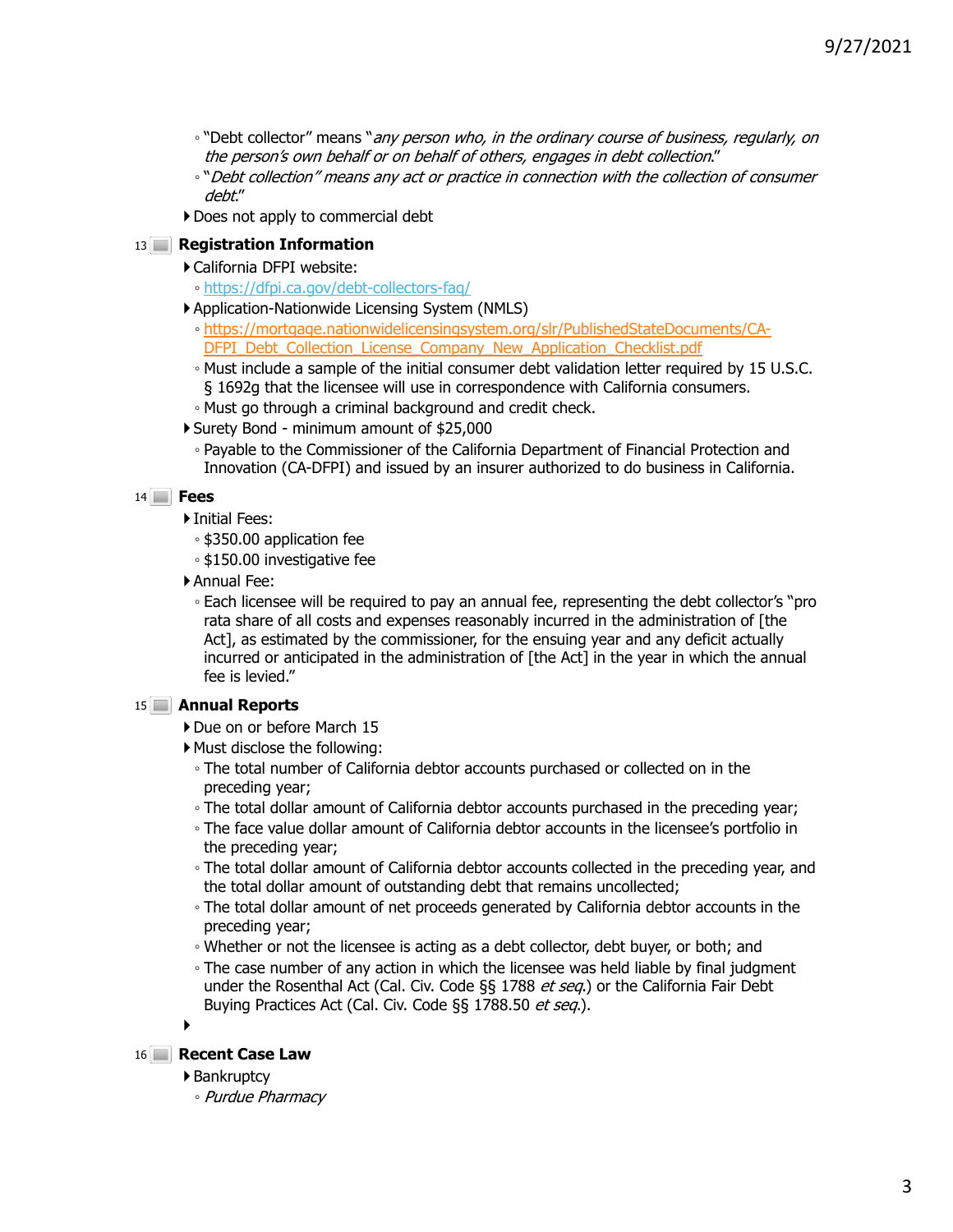- "Debt collector" means "*any person who, in the ordinary course of business, regularly, on the person's own behalf or on behalf of others, engages in debt collection.*"
- "*Debt collection" means any act or practice in connection with the collection of consumer debt.*"

- Does not apply to commercial debt

13 **Registration Information**

- California DFPI website:
  - https://dfpi.ca.gov/debt-collectors-faq/
- Application-Nationwide Licensing System (NMLS)
  - https://mortgage.nationwidelicensingsystem.org/slr/PublishedStateDocuments/CA-DFPI_Debt_Collection_License_Company_New_Application_Checklist.pdf
  - Must include a sample of the initial consumer debt validation letter required by 15 U.S.C. § 1692g that the licensee will use in correspondence with California consumers.
  - Must go through a criminal background and credit check.
- Surety Bond - minimum amount of $25,000
  - Payable to the Commissioner of the California Department of Financial Protection and Innovation (CA-DFPI) and issued by an insurer authorized to do business in California.

14 **Fees**

- Initial Fees:
  - $350.00 application fee
  - $150.00 investigative fee
- Annual Fee:
  - Each licensee will be required to pay an annual fee, representing the debt collector's "pro rata share of all costs and expenses reasonably incurred in the administration of [the Act], as estimated by the commissioner, for the ensuing year and any deficit actually incurred or anticipated in the administration of [the Act] in the year in which the annual fee is levied."

15 **Annual Reports**

- Due on or before March 15
- Must disclose the following:
  - The total number of California debtor accounts purchased or collected on in the preceding year;
  - The total dollar amount of California debtor accounts purchased in the preceding year;
  - The face value dollar amount of California debtor accounts in the licensee's portfolio in the preceding year;
  - The total dollar amount of California debtor accounts collected in the preceding year, and the total dollar amount of outstanding debt that remains uncollected;
  - The total dollar amount of net proceeds generated by California debtor accounts in the preceding year;
  - Whether or not the licensee is acting as a debt collector, debt buyer, or both; and
  - The case number of any action in which the licensee was held liable by final judgment under the Rosenthal Act (Cal. Civ. Code §§ 1788 *et seq.*) or the California Fair Debt Buying Practices Act (Cal. Civ. Code §§ 1788.50 *et seq.*).

16 **Recent Case Law**

- Bankruptcy
  - *Purdue Pharmacy*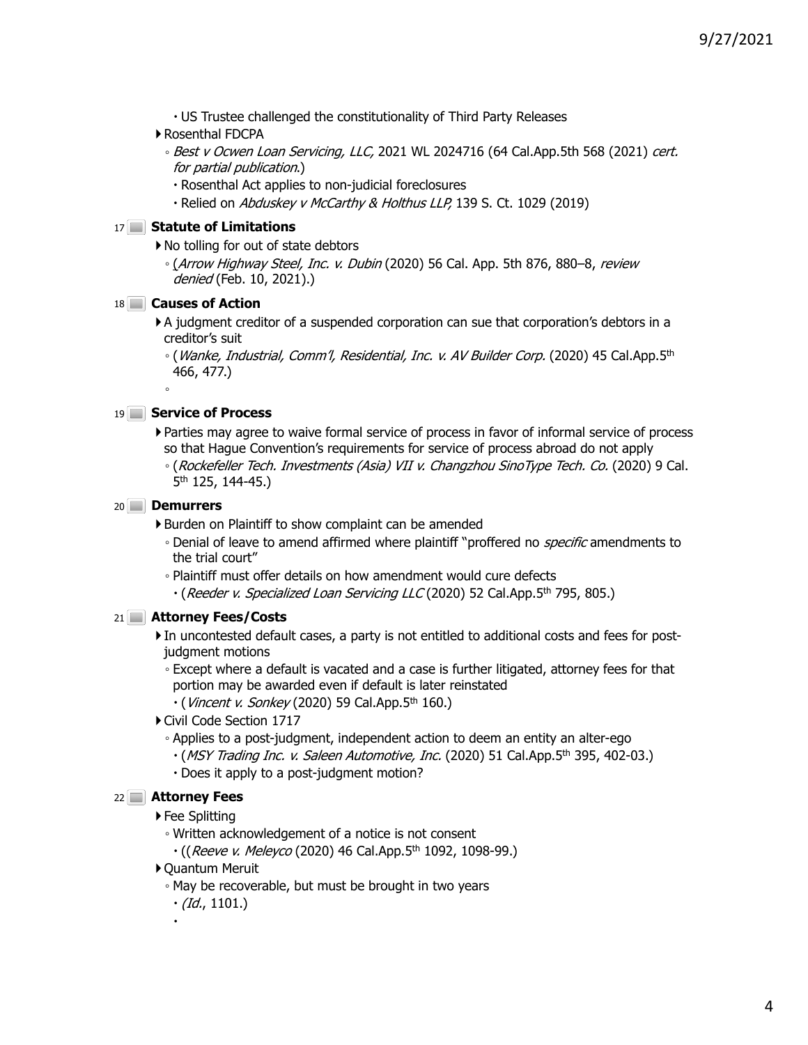- US Trustee challenged the constitutionality of Third Party Releases
- Rosenthal FDCPA
  - *Best v Ocwen Loan Servicing, LLC,* 2021 WL 2024716 (64 Cal.App.5th 568 (2021) *cert. for partial publication*.)
    - Rosenthal Act applies to non-judicial foreclosures
    - Relied on *Abduskey v McCarthy & Holthus LLP,* 139 S. Ct. 1029 (2019)

## 17 Statute of Limitations

- No tolling for out of state debtors
  - (*Arrow Highway Steel, Inc. v. Dubin* (2020) 56 Cal. App. 5th 876, 880–8, *review denied* (Feb. 10, 2021).)

## 18 Causes of Action

- A judgment creditor of a suspended corporation can sue that corporation's debtors in a creditor's suit
  - (*Wanke, Industrial, Comm'l, Residential, Inc. v. AV Builder Corp.* (2020) 45 Cal.App.5th 466, 477.)

## 19 Service of Process

- Parties may agree to waive formal service of process in favor of informal service of process so that Hague Convention's requirements for service of process abroad do not apply
  - (*Rockefeller Tech. Investments (Asia) VII v. Changzhou SinoType Tech. Co.* (2020) 9 Cal. 5th 125, 144-45.)

## 20 Demurrers

- Burden on Plaintiff to show complaint can be amended
  - Denial of leave to amend affirmed where plaintiff "proffered no *specific* amendments to the trial court"
  - Plaintiff must offer details on how amendment would cure defects
    - (*Reeder v. Specialized Loan Servicing LLC* (2020) 52 Cal.App.5th 795, 805.)

## 21 Attorney Fees/Costs

- In uncontested default cases, a party is not entitled to additional costs and fees for post-judgment motions
  - Except where a default is vacated and a case is further litigated, attorney fees for that portion may be awarded even if default is later reinstated
    - (*Vincent v. Sonkey* (2020) 59 Cal.App.5th 160.)
- Civil Code Section 1717
  - Applies to a post-judgment, independent action to deem an entity an alter-ego
    - (*MSY Trading Inc. v. Saleen Automotive, Inc.* (2020) 51 Cal.App.5th 395, 402-03.)
    - Does it apply to a post-judgment motion?

## 22 Attorney Fees

- Fee Splitting
  - Written acknowledgement of a notice is not consent
    - ((*Reeve v. Meleyco* (2020) 46 Cal.App.5th 1092, 1098-99.)
- Quantum Meruit
  - May be recoverable, but must be brought in two years
    - (*Id.*, 1101.)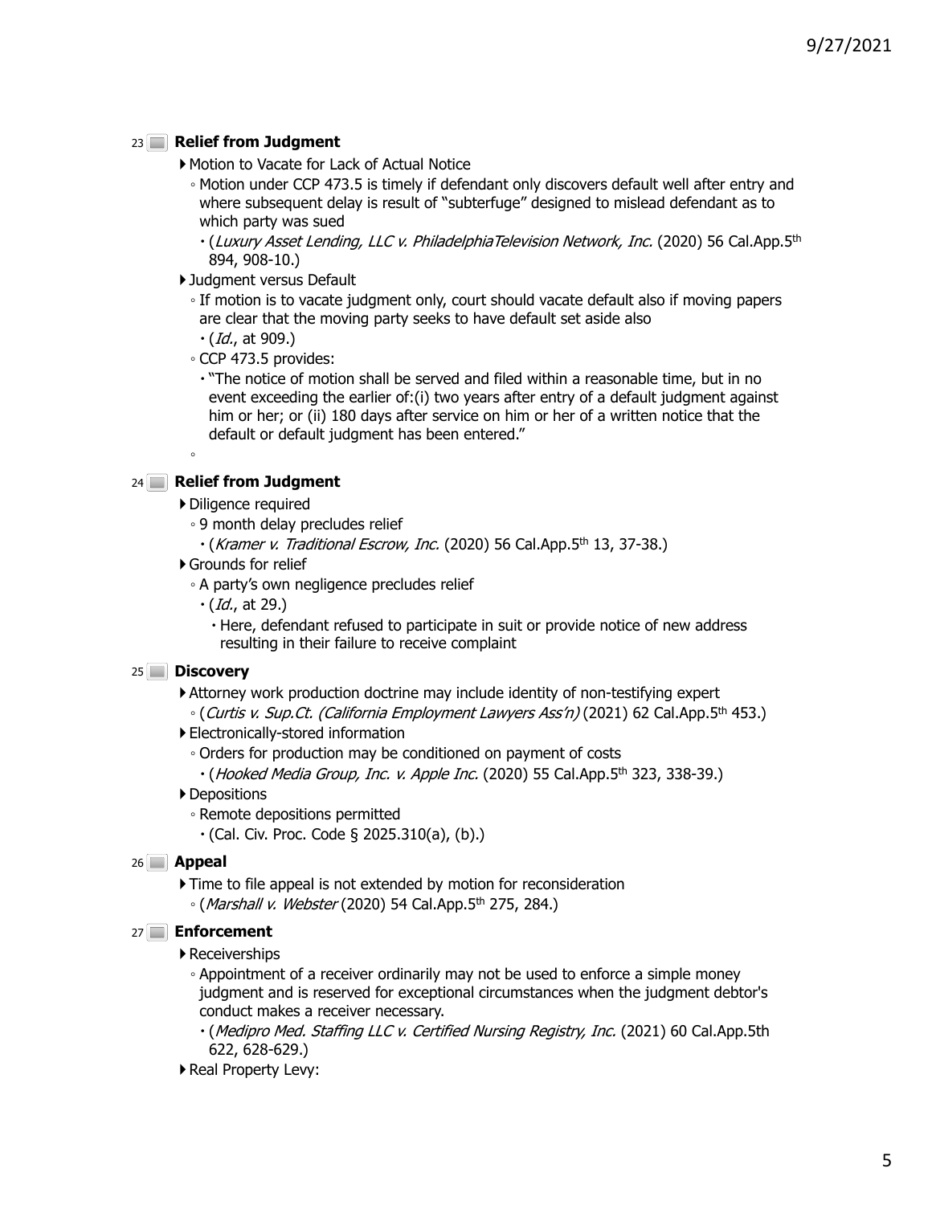## 23 Relief from Judgment

- Motion to Vacate for Lack of Actual Notice
  - Motion under CCP 473.5 is timely if defendant only discovers default well after entry and where subsequent delay is result of "subterfuge" designed to mislead defendant as to which party was sued
    - (*Luxury Asset Lending, LLC v. PhiladelphiaTelevision Network, Inc.* (2020) 56 Cal.App.5th 894, 908-10.)
- Judgment versus Default
  - If motion is to vacate judgment only, court should vacate default also if moving papers are clear that the moving party seeks to have default set aside also
    - (*Id.*, at 909.)
  - CCP 473.5 provides:
    - "The notice of motion shall be served and filed within a reasonable time, but in no event exceeding the earlier of:(i) two years after entry of a default judgment against him or her; or (ii) 180 days after service on him or her of a written notice that the default or default judgment has been entered."

## 24 Relief from Judgment

- Diligence required
  - 9 month delay precludes relief
    - (*Kramer v. Traditional Escrow, Inc.* (2020) 56 Cal.App.5th 13, 37-38.)
- Grounds for relief
  - A party's own negligence precludes relief
    - (*Id.*, at 29.)
      - Here, defendant refused to participate in suit or provide notice of new address resulting in their failure to receive complaint

## 25 Discovery

- Attorney work production doctrine may include identity of non-testifying expert
  - (*Curtis v. Sup.Ct. (California Employment Lawyers Ass'n)* (2021) 62 Cal.App.5th 453.)
- Electronically-stored information
  - Orders for production may be conditioned on payment of costs
    - (*Hooked Media Group, Inc. v. Apple Inc.* (2020) 55 Cal.App.5th 323, 338-39.)
- Depositions
  - Remote depositions permitted
    - (Cal. Civ. Proc. Code § 2025.310(a), (b).)

## 26 Appeal

- Time to file appeal is not extended by motion for reconsideration
  - (*Marshall v. Webster* (2020) 54 Cal.App.5th 275, 284.)

## 27 Enforcement

- Receiverships
  - Appointment of a receiver ordinarily may not be used to enforce a simple money judgment and is reserved for exceptional circumstances when the judgment debtor's conduct makes a receiver necessary.
    - (*Medipro Med. Staffing LLC v. Certified Nursing Registry, Inc.* (2021) 60 Cal.App.5th 622, 628-629.)
- Real Property Levy: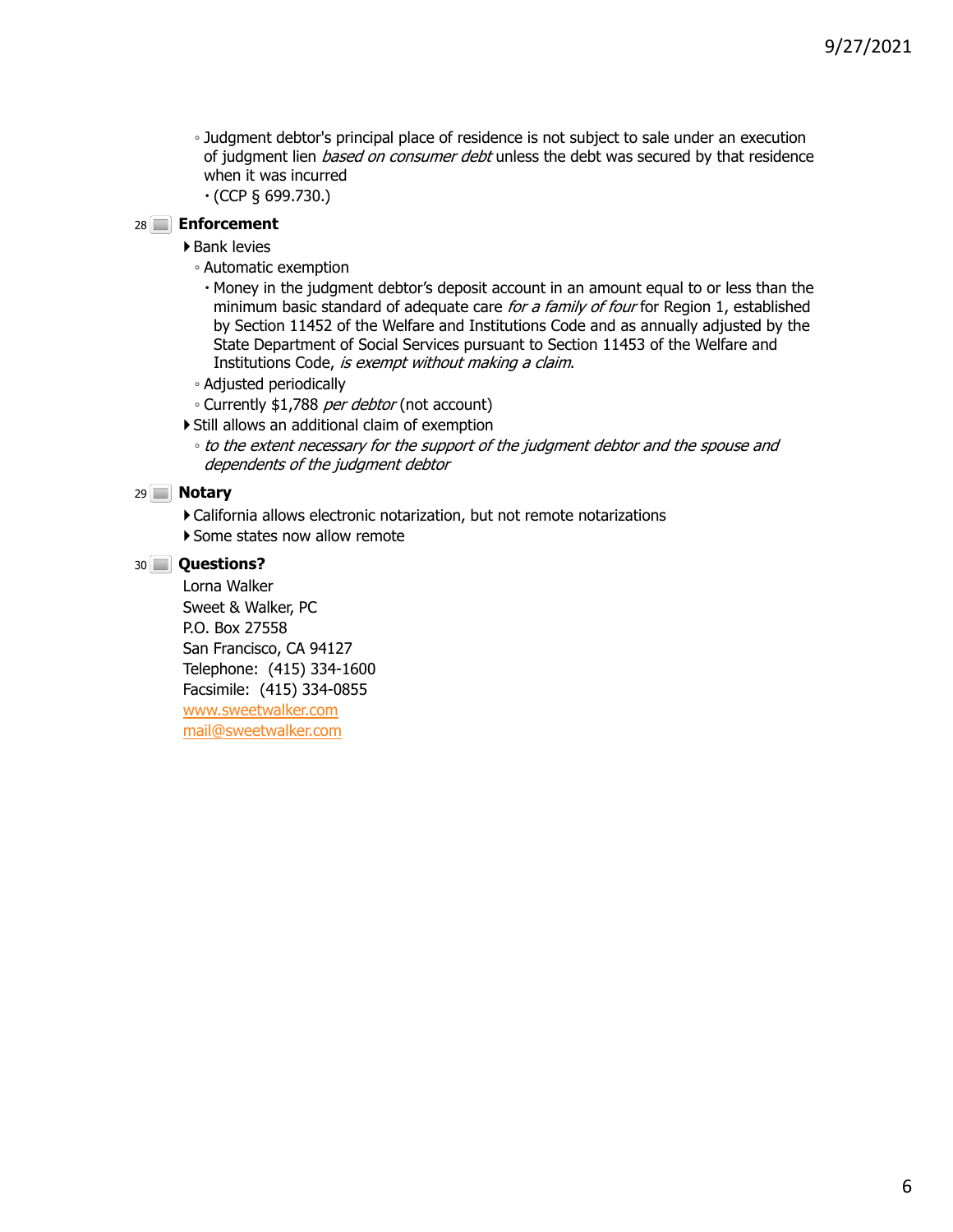- Judgment debtor's principal place of residence is not subject to sale under an execution of judgment lien *based on consumer debt* unless the debt was secured by that residence when it was incurred
  - (CCP § 699.730.)

## 28 Enforcement

- Bank levies
  - Automatic exemption
    - Money in the judgment debtor's deposit account in an amount equal to or less than the minimum basic standard of adequate care *for a family of four* for Region 1, established by Section 11452 of the Welfare and Institutions Code and as annually adjusted by the State Department of Social Services pursuant to Section 11453 of the Welfare and Institutions Code, *is exempt without making a claim*.
  - Adjusted periodically
  - Currently $1,788 *per debtor* (not account)
- Still allows an additional claim of exemption
  - *to the extent necessary for the support of the judgment debtor and the spouse and dependents of the judgment debtor*

## 29 Notary

- California allows electronic notarization, but not remote notarizations
- Some states now allow remote

## 30 Questions?

Lorna Walker
Sweet & Walker, PC
P.O. Box 27558
San Francisco, CA 94127
Telephone: (415) 334-1600
Facsimile: (415) 334-0855
www.sweetwalker.com
mail@sweetwalker.com